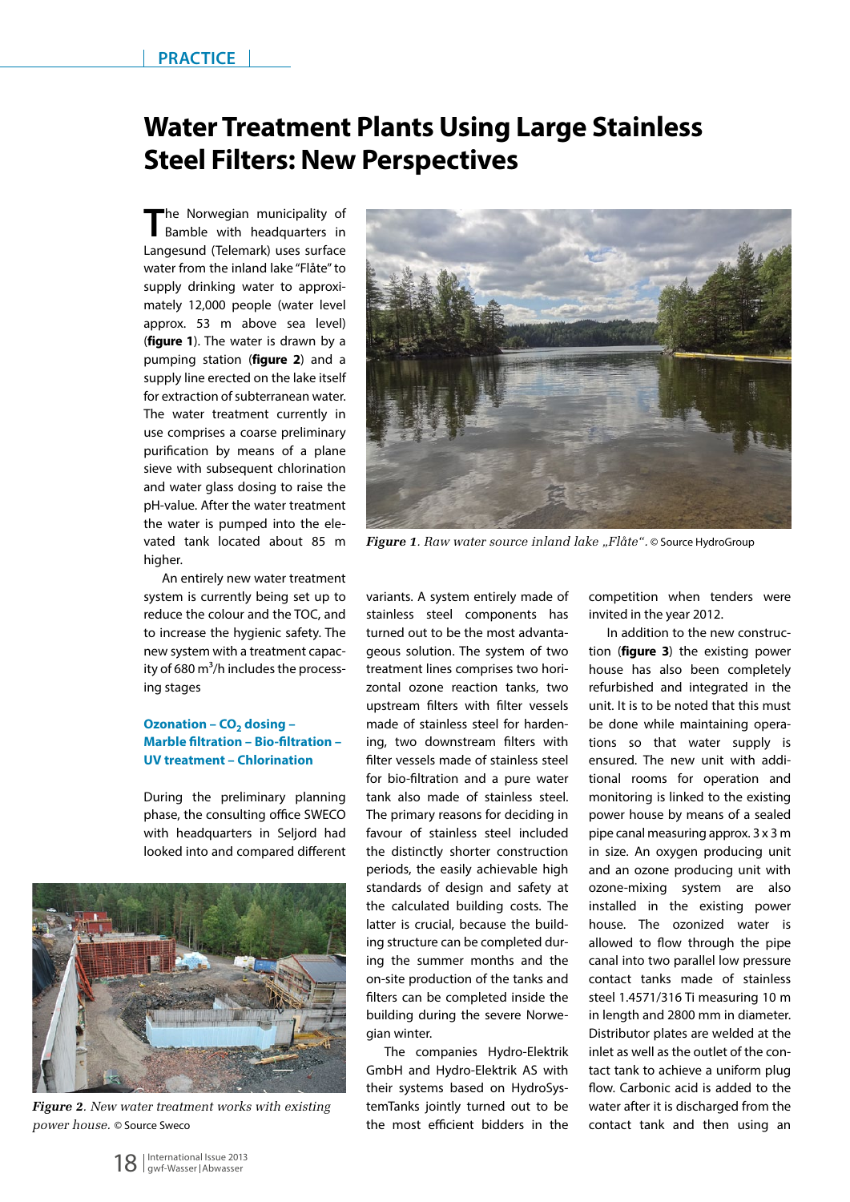# Water Treatment Plants Using Large Stainless Steel Filters: New Perspectives

The Norwegian municipality of Bamble with headquarters in Langesund (Telemark) uses surface water from the inland lake "Flåte" to supply drinking water to approximately 12,000 people (water level approx. 53 m above sea level) (**figure 1**). The water is drawn by a pumping station (**figure 2**) and a supply line erected on the lake itself for extraction of subterranean water. The water treatment currently in use comprises a coarse preliminary purification by means of a plane sieve with subsequent chlorination and water glass dosing to raise the pH-value. After the water treatment the water is pumped into the elevated tank located about 85 m higher.

An entirely new water treatment system is currently being set up to reduce the colour and the TOC, and to increase the hygienic safety. The new system with a treatment capacity of 680 $m^3$/h includes the processing stages

**Ozonation – $CO_2$ dosing – Marble filtration – Bio-filtration – UV treatment – Chlorination**

During the preliminary planning phase, the consulting office SWECO with headquarters in Seljord had looked into and compared different variants. A system entirely made of stainless steel components has turned out to be the most advantageous solution. The system of two treatment lines comprises two horizontal ozone reaction tanks, two upstream filters with filter vessels made of stainless steel for hardening, two downstream filters with filter vessels made of stainless steel for bio-filtration and a pure water tank also made of stainless steel. The primary reasons for deciding in favour of stainless steel included the distinctly shorter construction periods, the easily achievable high standards of design and safety at the calculated building costs. The latter is crucial, because the building structure can be completed during the summer months and the on-site production of the tanks and filters can be completed inside the building during the severe Norwegian winter.

The companies Hydro-Elektrik GmbH and Hydro-Elektrik AS with their systems based on HydroSystemTanks jointly turned out to be the most efficient bidders in the competition when tenders were invited in the year 2012.

In addition to the new construction (**figure 3**) the existing power house has also been completely refurbished and integrated in the unit. It is to be noted that this must be done while maintaining operations so that water supply is ensured. The new unit with additional rooms for operation and monitoring is linked to the existing power house by means of a sealed pipe canal measuring approx. 3 x 3 m in size. An oxygen producing unit and an ozone producing unit with ozone-mixing system are also installed in the existing power house. The ozonized water is allowed to flow through the pipe canal into two parallel low pressure contact tanks made of stainless steel 1.4571/316 Ti measuring 10 m in length and 2800 mm in diameter. Distributor plates are welded at the inlet as well as the outlet of the contact tank to achieve a uniform plug flow. Carbonic acid is added to the water after it is discharged from the contact tank and then using an

*Figure 1. Raw water source inland lake „Flåte".* © Source HydroGroup

*Figure 2. New water treatment works with existing power house.* © Source Sweco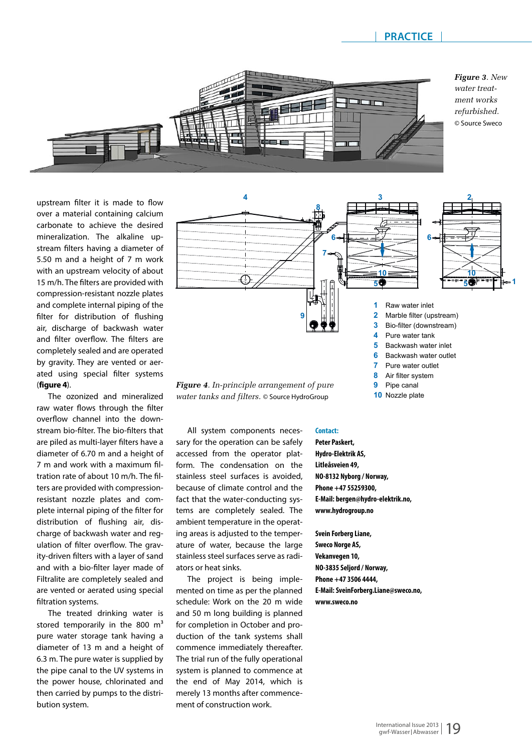*Figure 3. New water treatment works refurbished.* © Source Sweco

upstream filter it is made to flow over a material containing calcium carbonate to achieve the desired mineralization. The alkaline upstream filters having a diameter of 5.50 m and a height of 7 m work with an upstream velocity of about 15 m/h. The filters are provided with compression-resistant nozzle plates and complete internal piping of the filter for distribution of flushing air, discharge of backwash water and filter overflow. The filters are completely sealed and are operated by gravity. They are vented or aerated using special filter systems (**figure 4**).

The ozonized and mineralized raw water flows through the filter overflow channel into the downstream bio-filter. The bio-filters that are piled as multi-layer filters have a diameter of 6.70 m and a height of 7 m and work with a maximum filtration rate of about 10 m/h. The filters are provided with compression-resistant nozzle plates and complete internal piping of the filter for distribution of flushing air, discharge of backwash water and regulation of filter overflow. The gravity-driven filters with a layer of sand and with a bio-filter layer made of Filtralite are completely sealed and are vented or aerated using special filtration systems.

The treated drinking water is stored temporarily in the 800 $m^3$ pure water storage tank having a diameter of 13 m and a height of 6.3 m. The pure water is supplied by the pipe canal to the UV systems in the power house, chlorinated and then carried by pumps to the distribution system.

1 Raw water inlet
2 Marble filter (upstream)
3 Bio-filter (downstream)
4 Pure water tank
5 Backwash water inlet
6 Backwash water outlet
7 Pure water outlet
8 Air filter system
9 Pipe canal
10 Nozzle plate

*Figure 4. In-principle arrangement of pure water tanks and filters.* © Source HydroGroup

All system components necessary for the operation can be safely accessed from the operator platform. The condensation on the stainless steel surfaces is avoided, because of climate control and the fact that the water-conducting systems are completely sealed. The ambient temperature in the operating areas is adjusted to the temperature of water, because the large stainless steel surfaces serve as radiators or heat sinks.

The project is being implemented on time as per the planned schedule: Work on the 20 m wide and 50 m long building is planned for completion in October and production of the tank systems shall commence immediately thereafter. The trial run of the fully operational system is planned to commence at the end of May 2014, which is merely 13 months after commencement of construction work.

**Contact:**

**Peter Paskert,**
**Hydro-Elektrik AS,**
**Litleåsveien 49,**
**NO-8132 Nyborg / Norway,**
**Phone +47 55259300,**
**E-Mail: bergen@hydro-elektrik.no,**
**www.hydrogroup.no**

**Svein Forberg Liane,**
**Sweco Norge AS,**
**Vekanvegen 10,**
**NO-3835 Seljord / Norway,**
**Phone +47 3506 4444,**
**E-Mail: SveinForberg.Liane@sweco.no,**
**www.sweco.no**